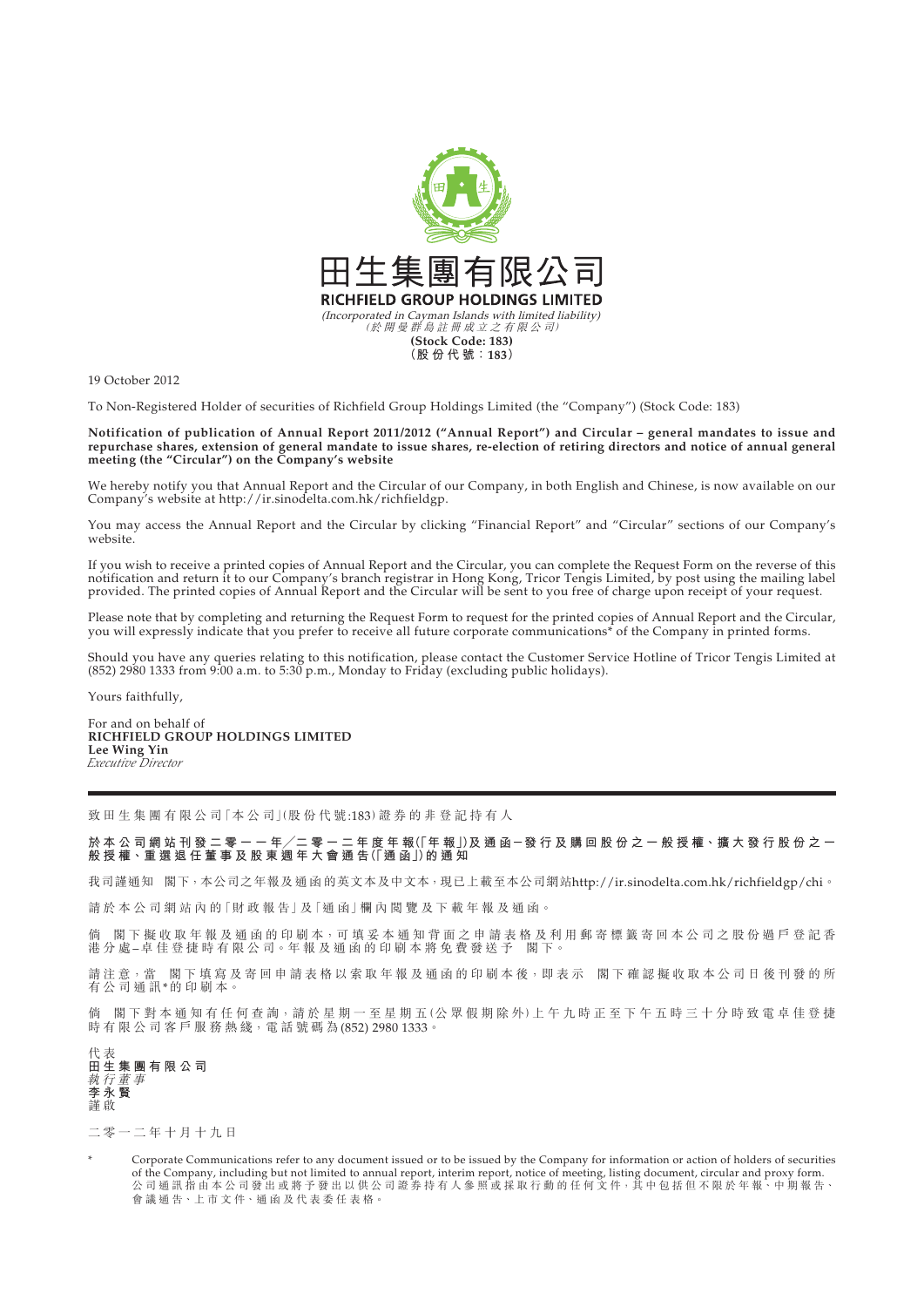# 田生集團有限公司
## RICHFIELD GROUP HOLDINGS LIMITED

*(Incorporated in Cayman Islands with limited liability)*
*(於開曼群島註冊成立之有限公司)*
**(Stock Code: 183)**
**(股份代號：183)**

19 October 2012

To Non-Registered Holder of securities of Richfield Group Holdings Limited (the "Company") (Stock Code: 183)

**Notification of publication of Annual Report 2011/2012 ("Annual Report") and Circular – general mandates to issue and repurchase shares, extension of general mandate to issue shares, re-election of retiring directors and notice of annual general meeting (the "Circular") on the Company's website**

We hereby notify you that Annual Report and the Circular of our Company, in both English and Chinese, is now available on our Company's website at http://ir.sinodelta.com.hk/richfieldgp.

You may access the Annual Report and the Circular by clicking "Financial Report" and "Circular" sections of our Company's website.

If you wish to receive a printed copies of Annual Report and the Circular, you can complete the Request Form on the reverse of this notification and return it to our Company's branch registrar in Hong Kong, Tricor Tengis Limited, by post using the mailing label provided. The printed copies of Annual Report and the Circular will be sent to you free of charge upon receipt of your request.

Please note that by completing and returning the Request Form to request for the printed copies of Annual Report and the Circular, you will expressly indicate that you prefer to receive all future corporate communications* of the Company in printed forms.

Should you have any queries relating to this notification, please contact the Customer Service Hotline of Tricor Tengis Limited at (852) 2980 1333 from 9:00 a.m. to 5:30 p.m., Monday to Friday (excluding public holidays).

Yours faithfully,

For and on behalf of
**RICHFIELD GROUP HOLDINGS LIMITED**
**Lee Wing Yin**
*Executive Director*

---

致田生集團有限公司「本公司」(股份代號:183)證券的非登記持有人

**於本公司網站刊發二零一一年╱二零一二年度年報(「年報」)及通函－發行及購回股份之一般授權、擴大發行股份之一般授權、重選退任董事及股東週年大會通告(「通函」)的通知**

我司謹通知　閣下，本公司之年報及通函的英文本及中文本，現已上載至本公司網站http://ir.sinodelta.com.hk/richfieldgp/chi。

請於本公司網站內的「財政報告」及「通函」欄內閱覽及下載年報及通函。

倘　閣下擬收取年報及通函的印刷本，可填妥本通知背面之申請表格及利用郵寄標籤寄回本公司之股份過戶登記香港分處－卓佳登捷時有限公司。年報及通函的印刷本將免費發送予　閣下。

請注意，當　閣下填寫及寄回申請表格以索取年報及通函的印刷本後，即表示　閣下確認擬收取本公司日後刊發的所有公司通訊*的印刷本。

倘　閣下對本通知有任何查詢，請於星期一至星期五(公眾假期除外)上午九時正至下午五時三十分時致電卓佳登捷時有限公司客戶服務熱綫，電話號碼為(852) 2980 1333。

代表
**田生集團有限公司**
*執行董事*
**李永賢**
謹啟

二零一二年十月十九日

\* Corporate Communications refer to any document issued or to be issued by the Company for information or action of holders of securities of the Company, including but not limited to annual report, interim report, notice of meeting, listing document, circular and proxy form.
公司通訊指由本公司發出或將予發出以供公司證券持有人參照或採取行動的任何文件，其中包括但不限於年報、中期報告、會議通告、上市文件、通函及代表委任表格。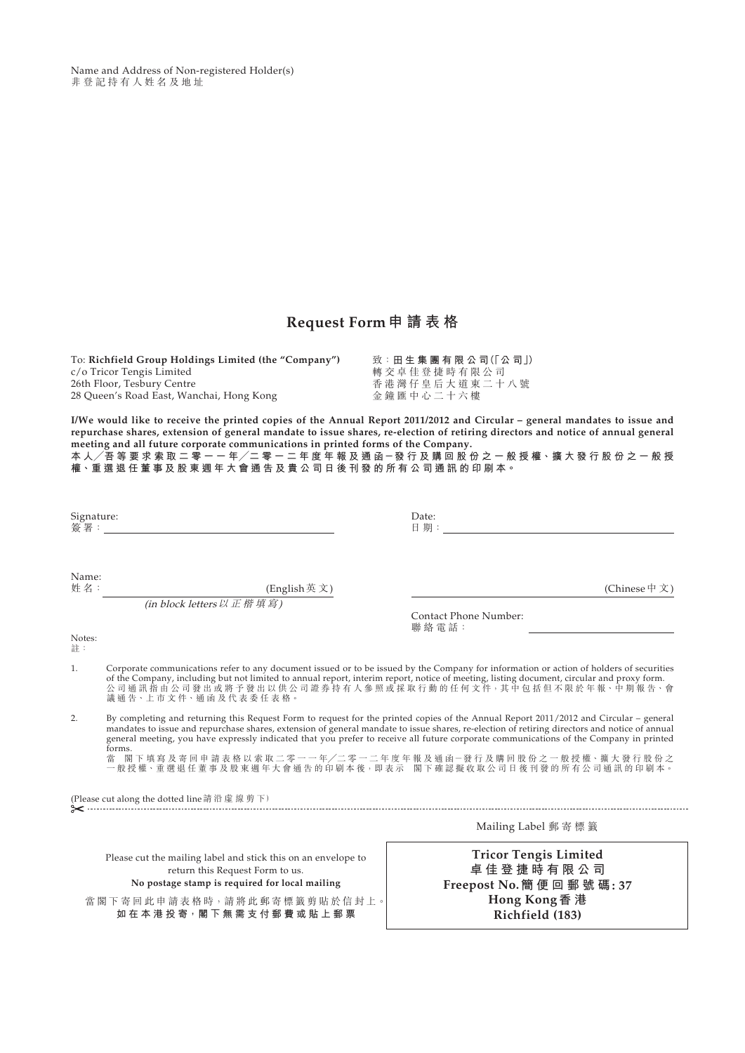Name and Address of Non-registered Holder(s)
非登記持有人姓名及地址

# Request Form 申請表格

To: **Richfield Group Holdings Limited (the "Company")**
c/o Tricor Tengis Limited
26th Floor, Tesbury Centre
28 Queen's Road East, Wanchai, Hong Kong

致：**田生集團有限公司(「公司」)**
轉交卓佳登捷時有限公司
香港灣仔皇后大道東二十八號
金鐘匯中心二十六樓

**I/We would like to receive the printed copies of the Annual Report 2011/2012 and Circular – general mandates to issue and repurchase shares, extension of general mandate to issue shares, re-election of retiring directors and notice of annual general meeting and all future corporate communications in printed forms of the Company.**
**本人／吾等要求索取二零一一年／二零一二年度年報及通函－發行及購回股份之一般授權、擴大發行股份之一般授權、重選退任董事及股東週年大會通告及貴公司日後刊發的所有公司通訊的印刷本。**

Signature:
簽署：______________________

Date:
日期：______________________

Name:
姓名：______________________ (English 英文)
*(in block letters 以正楷填寫)*

______________________ (Chinese 中文)

Contact Phone Number:
聯絡電話：______________________

Notes:
註：

1. Corporate communications refer to any document issued or to be issued by the Company for information or action of holders of securities of the Company, including but not limited to annual report, interim report, notice of meeting, listing document, circular and proxy form.
公司通訊指由公司發出或將予發出以供公司證券持有人參照或採取行動的任何文件，其中包括但不限於年報、中期報告、會議通告、上市文件、通函及代表委任表格。

2. By completing and returning this Request Form to request for the printed copies of the Annual Report 2011/2012 and Circular – general mandates to issue and repurchase shares, extension of general mandate to issue shares, re-election of retiring directors and notice of annual general meeting, you have expressly indicated that you prefer to receive all future corporate communications of the Company in printed forms.
當 閣下填寫及寄回申請表格以索取二零一一年／二零一二年度年報及通函－發行及購回股份之一般授權、擴大發行股份之一般授權、重選退任董事及股東週年大會通告的印刷本後，即表示 閣下確認擬收取公司日後刊發的所有公司通訊的印刷本。

(Please cut along the dotted line 請沿虛線剪下)

Mailing Label 郵寄標籤

Please cut the mailing label and stick this on an envelope to return this Request Form to us.
**No postage stamp is required for local mailing**

當閣下寄回此申請表格時，請將此郵寄標籤剪貼於信封上。
**如在本港投寄，閣下無需支付郵費或貼上郵票**

**Tricor Tengis Limited**
**卓佳登捷時有限公司**
**Freepost No. 簡便回郵號碼: 37**
**Hong Kong 香港**
**Richfield (183)**